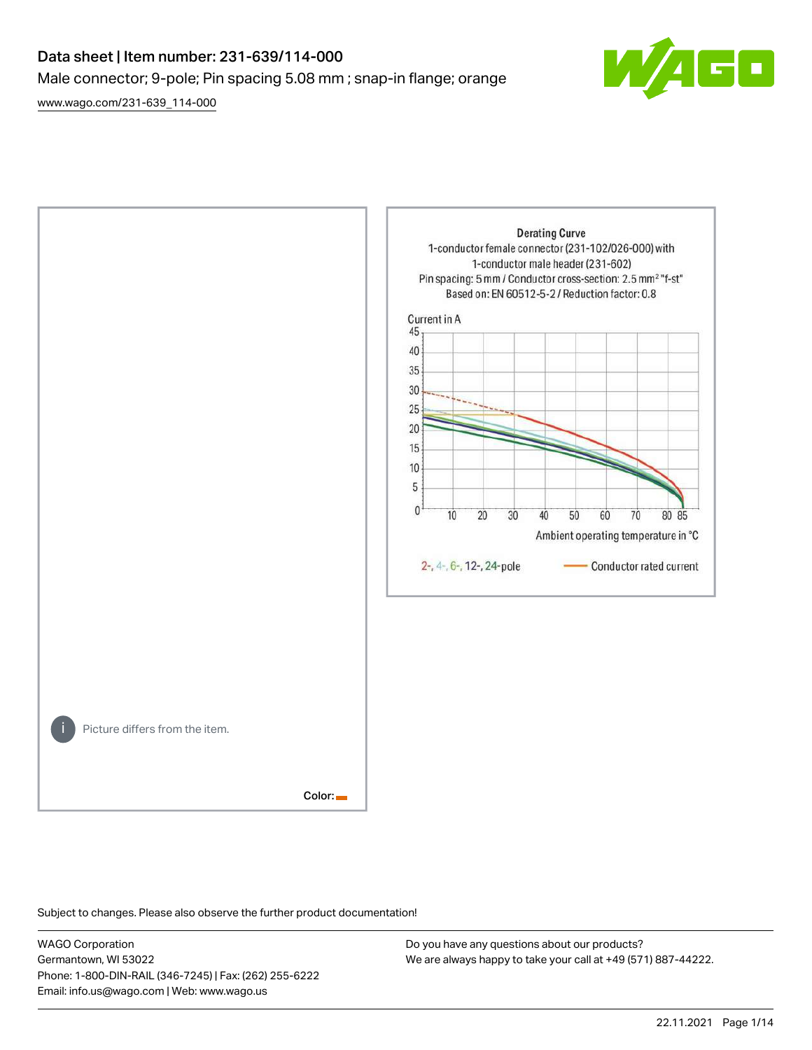# Data sheet | Item number: 231-639/114-000

Male connector; 9-pole; Pin spacing 5.08 mm ; snap-in flange; orange

[www.wago.com/231-639_114-000](www.wago.com/231-639_114-000)

Picture differs from the item.

Color:

Derating Curve
1-conductor female connector (231-102/026-000) with
1-conductor male header (231-602)
Pin spacing: 5 mm / Conductor cross-section: 2.5 mm² "f-st"
Based on: EN 60512-5-2 / Reduction factor: 0.8

Current in A

Ambient operating temperature in °C

2-, 4-, 6-, 12-, 24-pole — Conductor rated current

Subject to changes. Please also observe the further product documentation!

WAGO Corporation
Germantown, WI 53022
Phone: 1-800-DIN-RAIL (346-7245) | Fax: (262) 255-6222
Email: info.us@wago.com | Web: www.wago.us

Do you have any questions about our products?
We are always happy to take your call at +49 (571) 887-44222.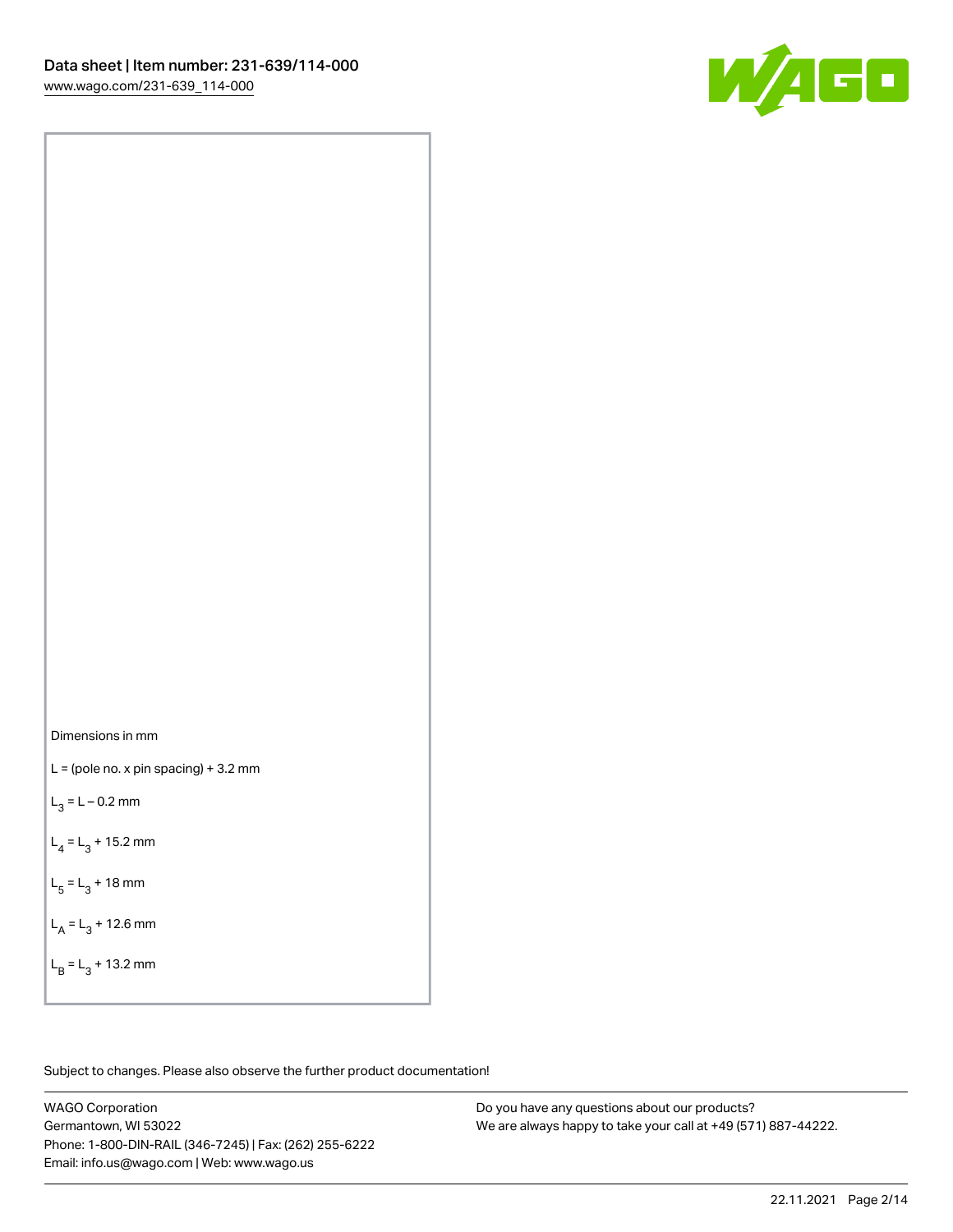Dimensions in mm

L = (pole no. x pin spacing) + 3.2 mm

$L_3$ = L – 0.2 mm

$L_4$ = $L_3$ + 15.2 mm

$L_5$ = $L_3$ + 18 mm

$L_A$ = $L_3$ + 12.6 mm

$L_B$ = $L_3$ + 13.2 mm

Subject to changes. Please also observe the further product documentation!

WAGO Corporation
Germantown, WI 53022
Phone: 1-800-DIN-RAIL (346-7245) | Fax: (262) 255-6222
Email: info.us@wago.com | Web: www.wago.us

Do you have any questions about our products?
We are always happy to take your call at +49 (571) 887-44222.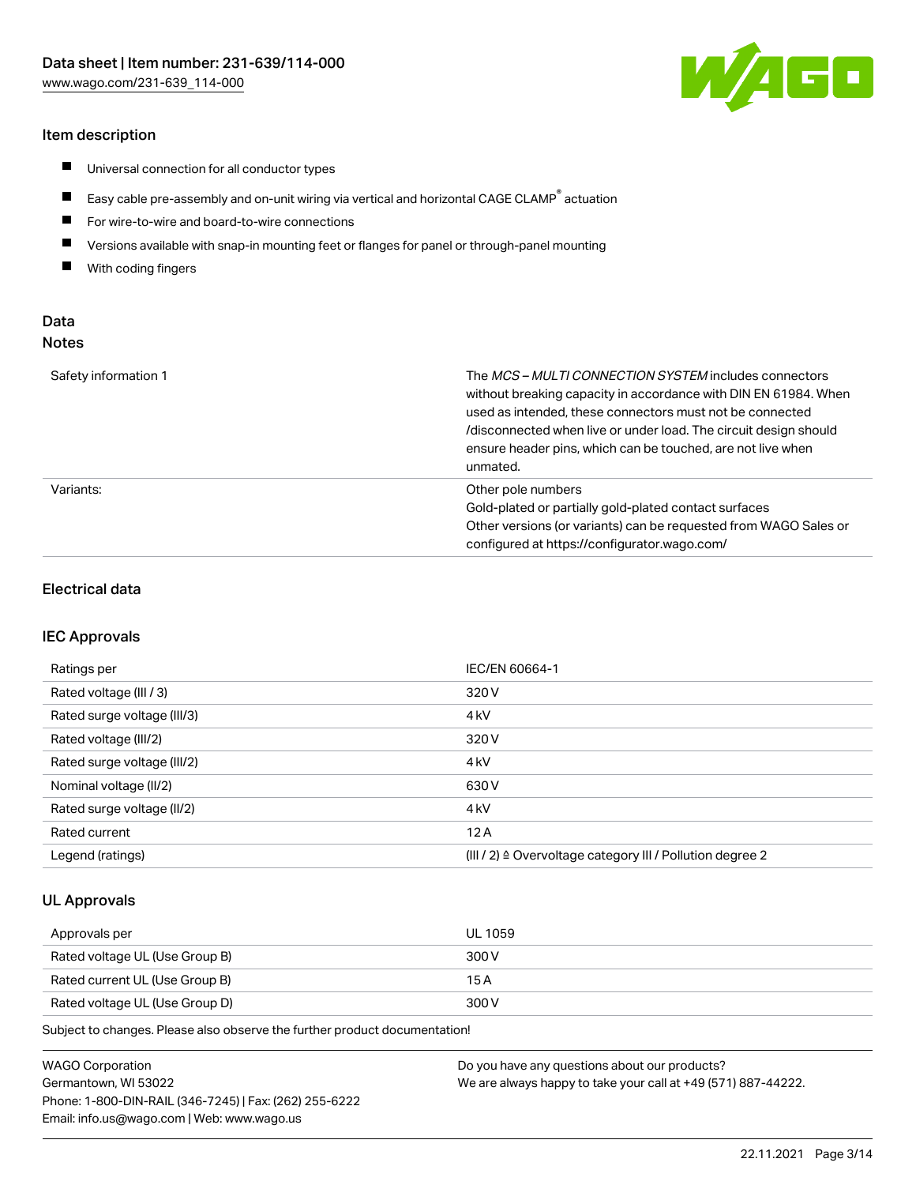## Item description

- Universal connection for all conductor types
- Easy cable pre-assembly and on-unit wiring via vertical and horizontal CAGE CLAMP® actuation
- For wire-to-wire and board-to-wire connections
- Versions available with snap-in mounting feet or flanges for panel or through-panel mounting
- With coding fingers

## Data

### Notes

| | |
|---|---|
| Safety information 1 | The *MCS – MULTI CONNECTION SYSTEM* includes connectors without breaking capacity in accordance with DIN EN 61984. When used as intended, these connectors must not be connected /disconnected when live or under load. The circuit design should ensure header pins, which can be touched, are not live when unmated. |
| Variants: | Other pole numbers<br>Gold-plated or partially gold-plated contact surfaces<br>Other versions (or variants) can be requested from WAGO Sales or configured at https://configurator.wago.com/ |

### Electrical data

#### IEC Approvals

| | |
|---|---|
| Ratings per | IEC/EN 60664-1 |
| Rated voltage (III / 3) | 320 V |
| Rated surge voltage (III/3) | 4 kV |
| Rated voltage (III/2) | 320 V |
| Rated surge voltage (III/2) | 4 kV |
| Nominal voltage (II/2) | 630 V |
| Rated surge voltage (II/2) | 4 kV |
| Rated current | 12 A |
| Legend (ratings) | (III / 2) ≙ Overvoltage category III / Pollution degree 2 |

#### UL Approvals

| | |
|---|---|
| Approvals per | UL 1059 |
| Rated voltage UL (Use Group B) | 300 V |
| Rated current UL (Use Group B) | 15 A |
| Rated voltage UL (Use Group D) | 300 V |

Subject to changes. Please also observe the further product documentation!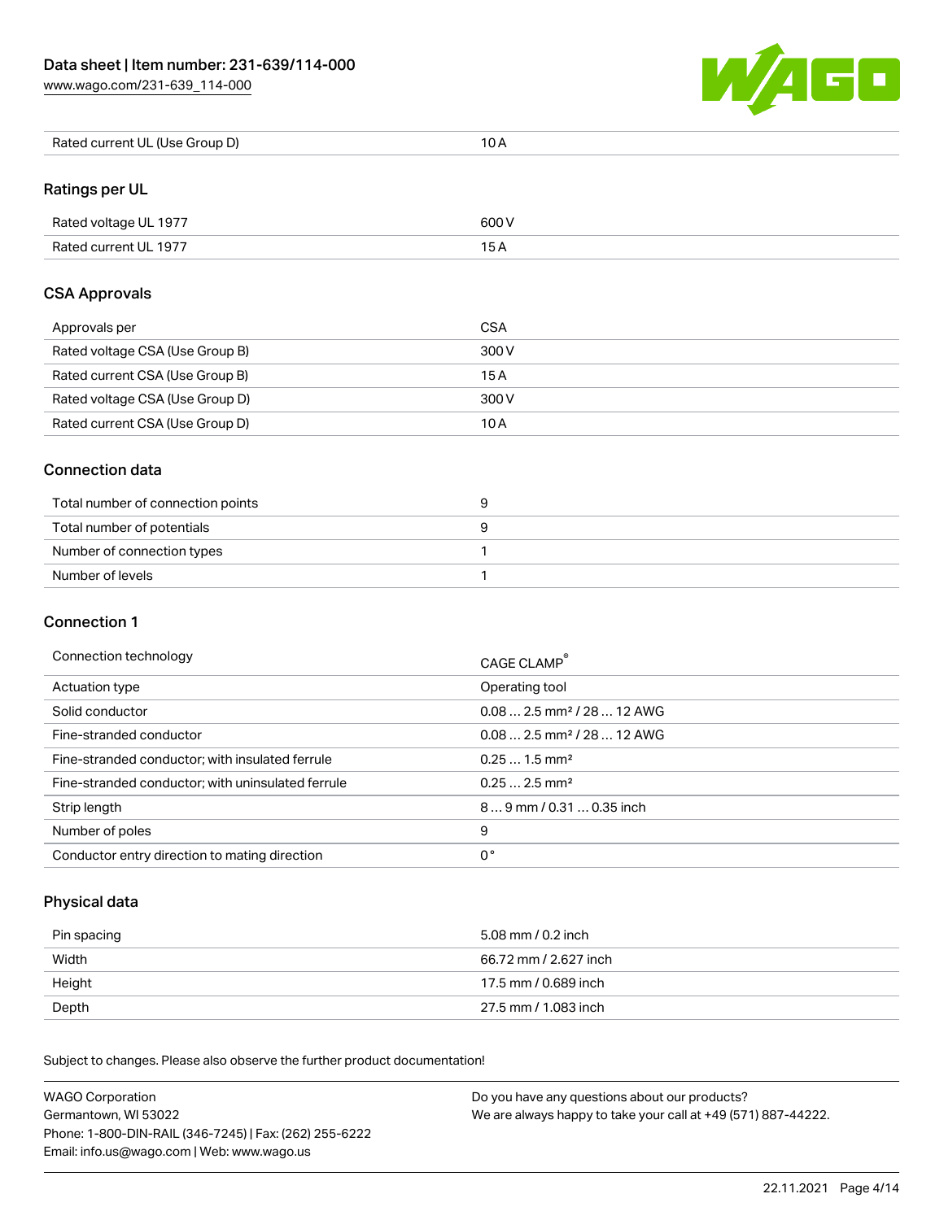| | |
|---|---|
| Rated current UL (Use Group D) | 10 A |

## Ratings per UL

| | |
|---|---|
| Rated voltage UL 1977 | 600 V |
| Rated current UL 1977 | 15 A |

## CSA Approvals

| | |
|---|---|
| Approvals per | CSA |
| Rated voltage CSA (Use Group B) | 300 V |
| Rated current CSA (Use Group B) | 15 A |
| Rated voltage CSA (Use Group D) | 300 V |
| Rated current CSA (Use Group D) | 10 A |

## Connection data

| | |
|---|---|
| Total number of connection points | 9 |
| Total number of potentials | 9 |
| Number of connection types | 1 |
| Number of levels | 1 |

## Connection 1

| | |
|---|---|
| Connection technology | CAGE CLAMP® |
| Actuation type | Operating tool |
| Solid conductor | 0.08 … 2.5 mm² / 28 … 12 AWG |
| Fine-stranded conductor | 0.08 … 2.5 mm² / 28 … 12 AWG |
| Fine-stranded conductor; with insulated ferrule | 0.25 … 1.5 mm² |
| Fine-stranded conductor; with uninsulated ferrule | 0.25 … 2.5 mm² |
| Strip length | 8 … 9 mm / 0.31 … 0.35 inch |
| Number of poles | 9 |
| Conductor entry direction to mating direction | 0° |

## Physical data

| | |
|---|---|
| Pin spacing | 5.08 mm / 0.2 inch |
| Width | 66.72 mm / 2.627 inch |
| Height | 17.5 mm / 0.689 inch |
| Depth | 27.5 mm / 1.083 inch |

Subject to changes. Please also observe the further product documentation!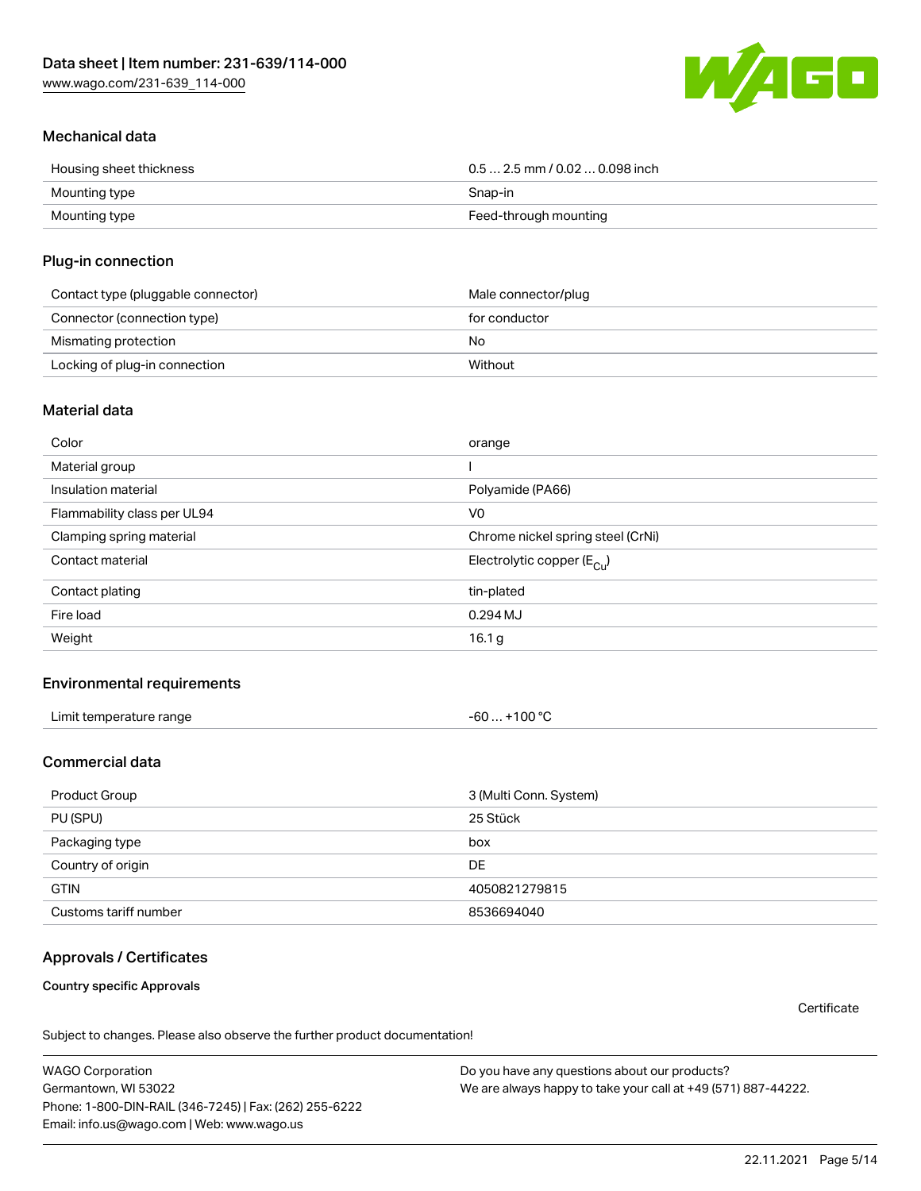## Mechanical data

| | |
|---|---|
| Housing sheet thickness | 0.5 … 2.5 mm / 0.02 … 0.098 inch |
| Mounting type | Snap-in |
| Mounting type | Feed-through mounting |

## Plug-in connection

| | |
|---|---|
| Contact type (pluggable connector) | Male connector/plug |
| Connector (connection type) | for conductor |
| Mismating protection | No |
| Locking of plug-in connection | Without |

## Material data

| | |
|---|---|
| Color | orange |
| Material group | I |
| Insulation material | Polyamide (PA66) |
| Flammability class per UL94 | V0 |
| Clamping spring material | Chrome nickel spring steel (CrNi) |
| Contact material | Electrolytic copper ($E_{Cu}$) |
| Contact plating | tin-plated |
| Fire load | 0.294 MJ |
| Weight | 16.1 g |

## Environmental requirements

| | |
|---|---|
| Limit temperature range | -60 … +100 °C |

## Commercial data

| | |
|---|---|
| Product Group | 3 (Multi Conn. System) |
| PU (SPU) | 25 Stück |
| Packaging type | box |
| Country of origin | DE |
| GTIN | 4050821279815 |
| Customs tariff number | 8536694040 |

## Approvals / Certificates

**Country specific Approvals**

Certificate

Subject to changes. Please also observe the further product documentation!

WAGO Corporation
Germantown, WI 53022
Phone: 1-800-DIN-RAIL (346-7245) | Fax: (262) 255-6222
Email: info.us@wago.com | Web: www.wago.us

Do you have any questions about our products?
We are always happy to take your call at +49 (571) 887-44222.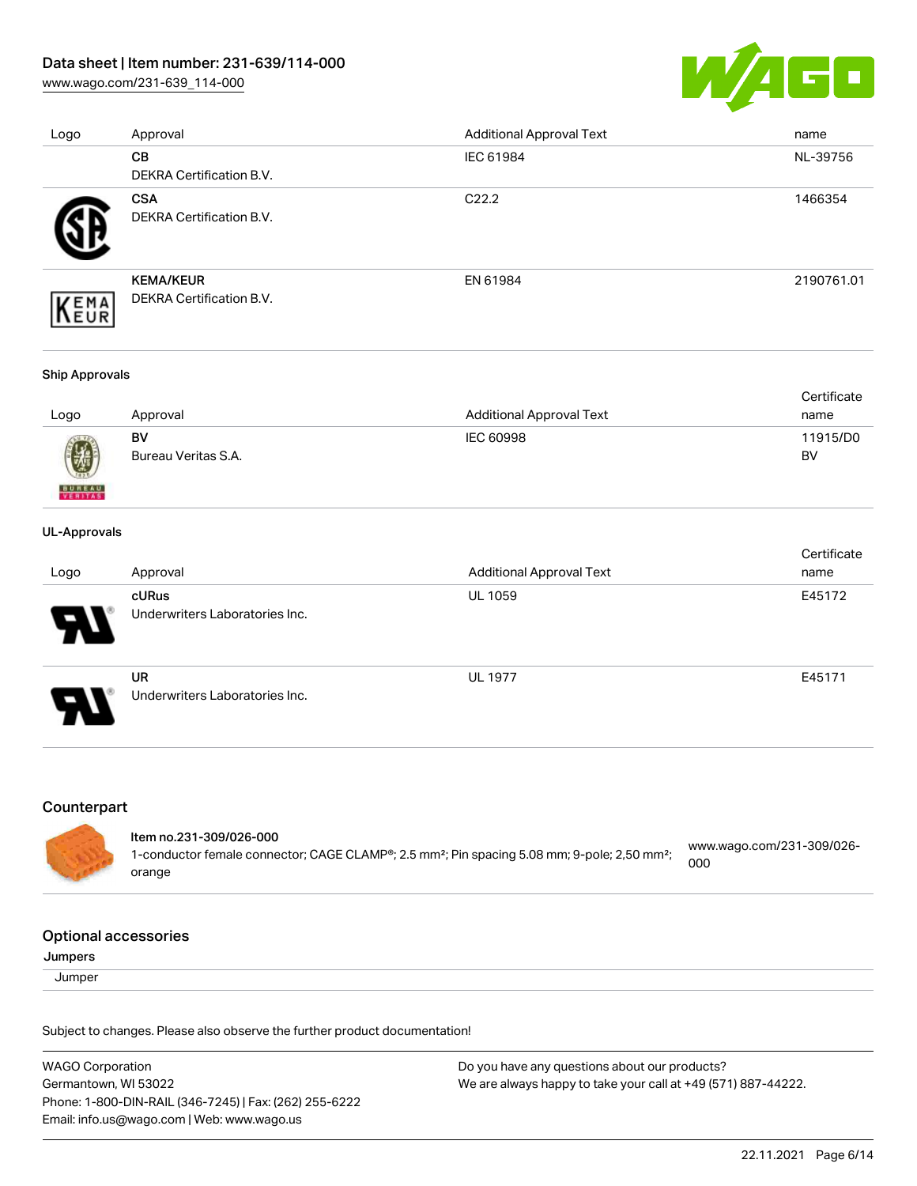| Logo | Approval | Additional Approval Text | name |
| --- | --- | --- | --- |
| | **CB**<br>DEKRA Certification B.V. | IEC 61984 | NL-39756 |
| | **CSA**<br>DEKRA Certification B.V. | C22.2 | 1466354 |
| | **KEMA/KEUR**<br>DEKRA Certification B.V. | EN 61984 | 2190761.01 |

#### Ship Approvals

| Logo | Approval | Additional Approval Text | Certificate name |
| --- | --- | --- | --- |
| | **BV**<br>Bureau Veritas S.A. | IEC 60998 | 11915/D0 BV |

#### UL-Approvals

| Logo | Approval | Additional Approval Text | Certificate name |
| --- | --- | --- | --- |
| | **cURus**<br>Underwriters Laboratories Inc. | UL 1059 | E45172 |
| | **UR**<br>Underwriters Laboratories Inc. | UL 1977 | E45171 |

## Counterpart

**Item no.231-309/026-000**
1-conductor female connector; CAGE CLAMP®; 2.5 mm²; Pin spacing 5.08 mm; 9-pole; 2,50 mm²; orange
www.wago.com/231-309/026-000

## Optional accessories

**Jumpers**

Jumper

Subject to changes. Please also observe the further product documentation!

WAGO Corporation
Germantown, WI 53022
Phone: 1-800-DIN-RAIL (346-7245) | Fax: (262) 255-6222
Email: info.us@wago.com | Web: www.wago.us

Do you have any questions about our products?
We are always happy to take your call at +49 (571) 887-44222.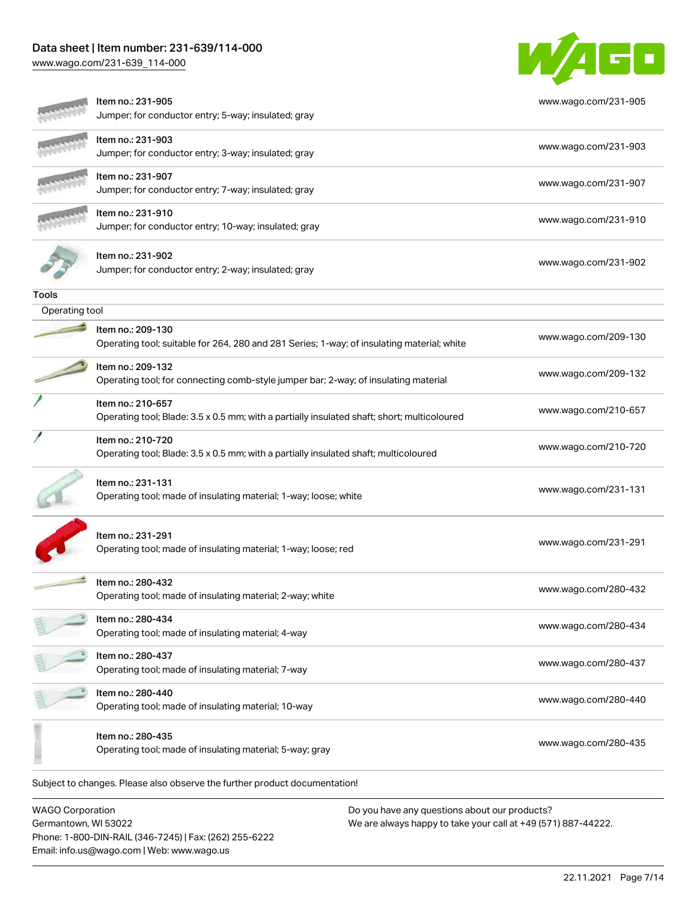| Item | URL |
| --- | --- |
| Item no.: 231-905<br>Jumper; for conductor entry; 5-way; insulated; gray | www.wago.com/231-905 |
| Item no.: 231-903<br>Jumper; for conductor entry; 3-way; insulated; gray | www.wago.com/231-903 |
| Item no.: 231-907<br>Jumper; for conductor entry; 7-way; insulated; gray | www.wago.com/231-907 |
| Item no.: 231-910<br>Jumper; for conductor entry; 10-way; insulated; gray | www.wago.com/231-910 |
| Item no.: 231-902<br>Jumper; for conductor entry; 2-way; insulated; gray | www.wago.com/231-902 |

## Tools

### Operating tool

| Item | URL |
| --- | --- |
| Item no.: 209-130<br>Operating tool; suitable for 264, 280 and 281 Series; 1-way; of insulating material; white | www.wago.com/209-130 |
| Item no.: 209-132<br>Operating tool; for connecting comb-style jumper bar; 2-way; of insulating material | www.wago.com/209-132 |
| Item no.: 210-657<br>Operating tool; Blade: 3.5 x 0.5 mm; with a partially insulated shaft; short; multicoloured | www.wago.com/210-657 |
| Item no.: 210-720<br>Operating tool; Blade: 3.5 x 0.5 mm; with a partially insulated shaft; multicoloured | www.wago.com/210-720 |
| Item no.: 231-131<br>Operating tool; made of insulating material; 1-way; loose; white | www.wago.com/231-131 |
| Item no.: 231-291<br>Operating tool; made of insulating material; 1-way; loose; red | www.wago.com/231-291 |
| Item no.: 280-432<br>Operating tool; made of insulating material; 2-way; white | www.wago.com/280-432 |
| Item no.: 280-434<br>Operating tool; made of insulating material; 4-way | www.wago.com/280-434 |
| Item no.: 280-437<br>Operating tool; made of insulating material; 7-way | www.wago.com/280-437 |
| Item no.: 280-440<br>Operating tool; made of insulating material; 10-way | www.wago.com/280-440 |
| Item no.: 280-435<br>Operating tool; made of insulating material; 5-way; gray | www.wago.com/280-435 |

Subject to changes. Please also observe the further product documentation!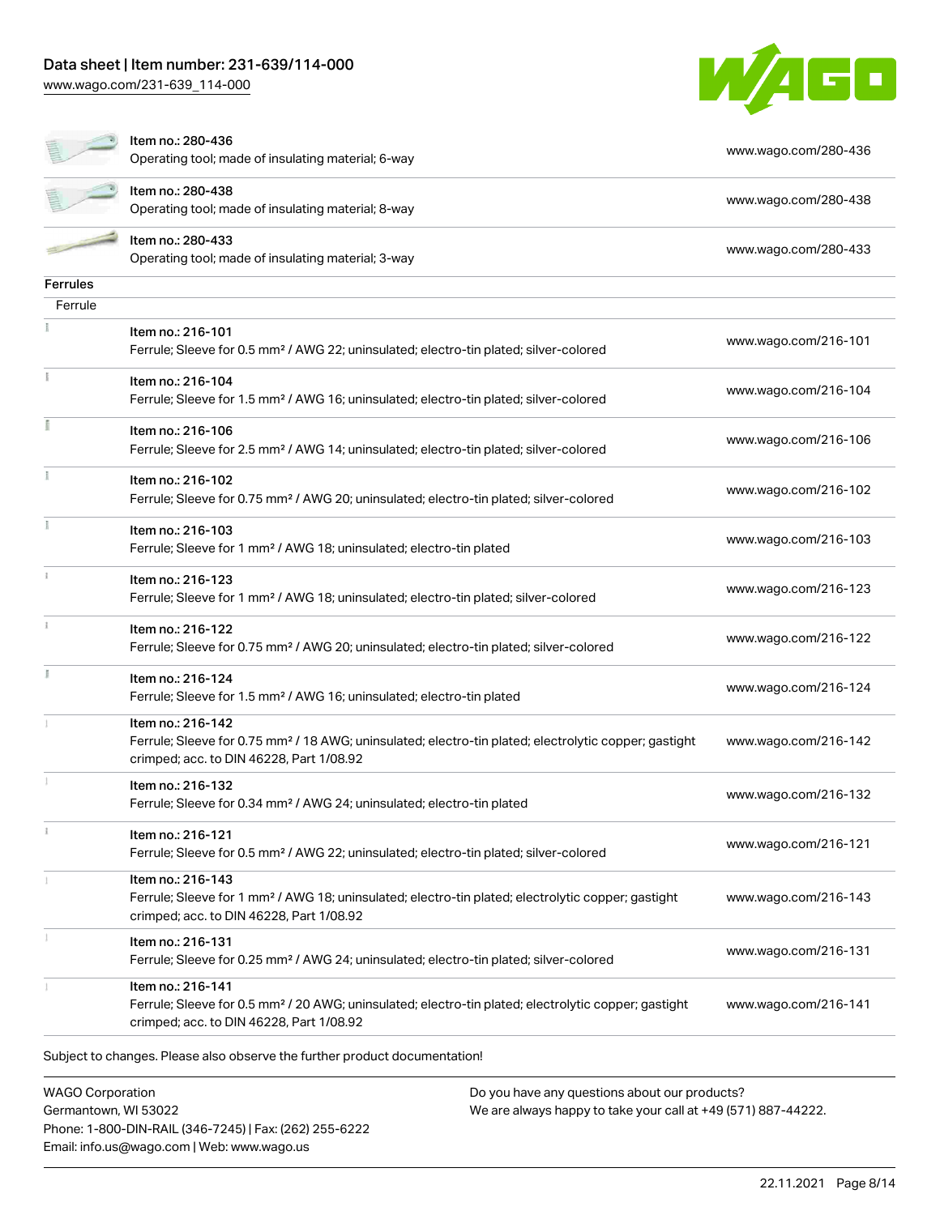| Item no. | Description | Link |
| --- | --- | --- |
| Item no.: 280-436 | Operating tool; made of insulating material; 6-way | www.wago.com/280-436 |
| Item no.: 280-438 | Operating tool; made of insulating material; 8-way | www.wago.com/280-438 |
| Item no.: 280-433 | Operating tool; made of insulating material; 3-way | www.wago.com/280-433 |

## Ferrules

Ferrule

| Item no. | Description | Link |
| --- | --- | --- |
| Item no.: 216-101 | Ferrule; Sleeve for 0.5 mm² / AWG 22; uninsulated; electro-tin plated; silver-colored | www.wago.com/216-101 |
| Item no.: 216-104 | Ferrule; Sleeve for 1.5 mm² / AWG 16; uninsulated; electro-tin plated; silver-colored | www.wago.com/216-104 |
| Item no.: 216-106 | Ferrule; Sleeve for 2.5 mm² / AWG 14; uninsulated; electro-tin plated; silver-colored | www.wago.com/216-106 |
| Item no.: 216-102 | Ferrule; Sleeve for 0.75 mm² / AWG 20; uninsulated; electro-tin plated; silver-colored | www.wago.com/216-102 |
| Item no.: 216-103 | Ferrule; Sleeve for 1 mm² / AWG 18; uninsulated; electro-tin plated | www.wago.com/216-103 |
| Item no.: 216-123 | Ferrule; Sleeve for 1 mm² / AWG 18; uninsulated; electro-tin plated; silver-colored | www.wago.com/216-123 |
| Item no.: 216-122 | Ferrule; Sleeve for 0.75 mm² / AWG 20; uninsulated; electro-tin plated; silver-colored | www.wago.com/216-122 |
| Item no.: 216-124 | Ferrule; Sleeve for 1.5 mm² / AWG 16; uninsulated; electro-tin plated | www.wago.com/216-124 |
| Item no.: 216-142 | Ferrule; Sleeve for 0.75 mm² / 18 AWG; uninsulated; electro-tin plated; electrolytic copper; gastight crimped; acc. to DIN 46228, Part 1/08.92 | www.wago.com/216-142 |
| Item no.: 216-132 | Ferrule; Sleeve for 0.34 mm² / AWG 24; uninsulated; electro-tin plated | www.wago.com/216-132 |
| Item no.: 216-121 | Ferrule; Sleeve for 0.5 mm² / AWG 22; uninsulated; electro-tin plated; silver-colored | www.wago.com/216-121 |
| Item no.: 216-143 | Ferrule; Sleeve for 1 mm² / AWG 18; uninsulated; electro-tin plated; electrolytic copper; gastight crimped; acc. to DIN 46228, Part 1/08.92 | www.wago.com/216-143 |
| Item no.: 216-131 | Ferrule; Sleeve for 0.25 mm² / AWG 24; uninsulated; electro-tin plated; silver-colored | www.wago.com/216-131 |
| Item no.: 216-141 | Ferrule; Sleeve for 0.5 mm² / 20 AWG; uninsulated; electro-tin plated; electrolytic copper; gastight crimped; acc. to DIN 46228, Part 1/08.92 | www.wago.com/216-141 |

Subject to changes. Please also observe the further product documentation!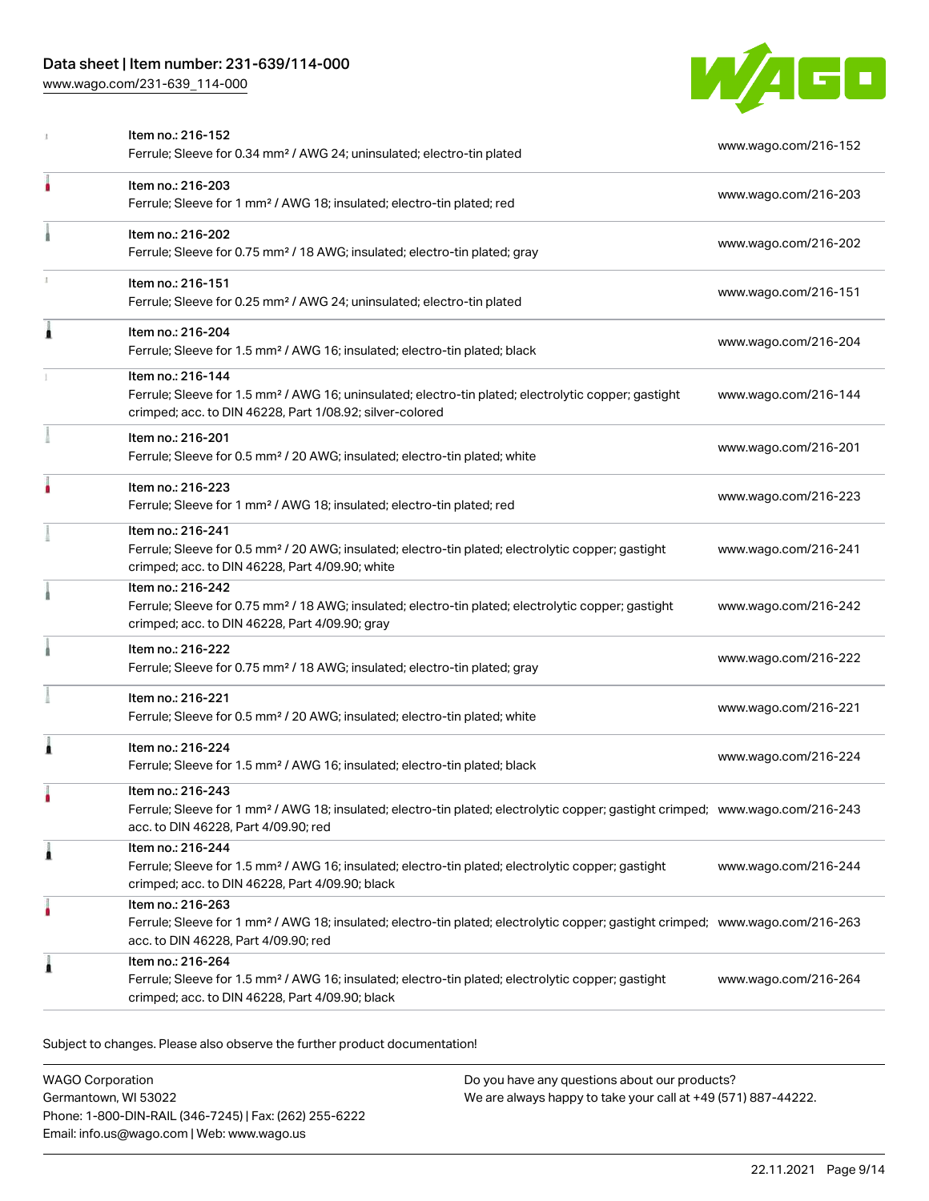| Item | URL |
| --- | --- |
| Item no.: 216-152<br>Ferrule; Sleeve for 0.34 mm² / AWG 24; uninsulated; electro-tin plated | www.wago.com/216-152 |
| Item no.: 216-203<br>Ferrule; Sleeve for 1 mm² / AWG 18; insulated; electro-tin plated; red | www.wago.com/216-203 |
| Item no.: 216-202<br>Ferrule; Sleeve for 0.75 mm² / 18 AWG; insulated; electro-tin plated; gray | www.wago.com/216-202 |
| Item no.: 216-151<br>Ferrule; Sleeve for 0.25 mm² / AWG 24; uninsulated; electro-tin plated | www.wago.com/216-151 |
| Item no.: 216-204<br>Ferrule; Sleeve for 1.5 mm² / AWG 16; insulated; electro-tin plated; black | www.wago.com/216-204 |
| Item no.: 216-144<br>Ferrule; Sleeve for 1.5 mm² / AWG 16; uninsulated; electro-tin plated; electrolytic copper; gastight crimped; acc. to DIN 46228, Part 1/08.92; silver-colored | www.wago.com/216-144 |
| Item no.: 216-201<br>Ferrule; Sleeve for 0.5 mm² / 20 AWG; insulated; electro-tin plated; white | www.wago.com/216-201 |
| Item no.: 216-223<br>Ferrule; Sleeve for 1 mm² / AWG 18; insulated; electro-tin plated; red | www.wago.com/216-223 |
| Item no.: 216-241<br>Ferrule; Sleeve for 0.5 mm² / 20 AWG; insulated; electro-tin plated; electrolytic copper; gastight crimped; acc. to DIN 46228, Part 4/09.90; white | www.wago.com/216-241 |
| Item no.: 216-242<br>Ferrule; Sleeve for 0.75 mm² / 18 AWG; insulated; electro-tin plated; electrolytic copper; gastight crimped; acc. to DIN 46228, Part 4/09.90; gray | www.wago.com/216-242 |
| Item no.: 216-222<br>Ferrule; Sleeve for 0.75 mm² / 18 AWG; insulated; electro-tin plated; gray | www.wago.com/216-222 |
| Item no.: 216-221<br>Ferrule; Sleeve for 0.5 mm² / 20 AWG; insulated; electro-tin plated; white | www.wago.com/216-221 |
| Item no.: 216-224<br>Ferrule; Sleeve for 1.5 mm² / AWG 16; insulated; electro-tin plated; black | www.wago.com/216-224 |
| Item no.: 216-243<br>Ferrule; Sleeve for 1 mm² / AWG 18; insulated; electro-tin plated; electrolytic copper; gastight crimped; acc. to DIN 46228, Part 4/09.90; red | www.wago.com/216-243 |
| Item no.: 216-244<br>Ferrule; Sleeve for 1.5 mm² / AWG 16; insulated; electro-tin plated; electrolytic copper; gastight crimped; acc. to DIN 46228, Part 4/09.90; black | www.wago.com/216-244 |
| Item no.: 216-263<br>Ferrule; Sleeve for 1 mm² / AWG 18; insulated; electro-tin plated; electrolytic copper; gastight crimped; acc. to DIN 46228, Part 4/09.90; red | www.wago.com/216-263 |
| Item no.: 216-264<br>Ferrule; Sleeve for 1.5 mm² / AWG 16; insulated; electro-tin plated; electrolytic copper; gastight crimped; acc. to DIN 46228, Part 4/09.90; black | www.wago.com/216-264 |

Subject to changes. Please also observe the further product documentation!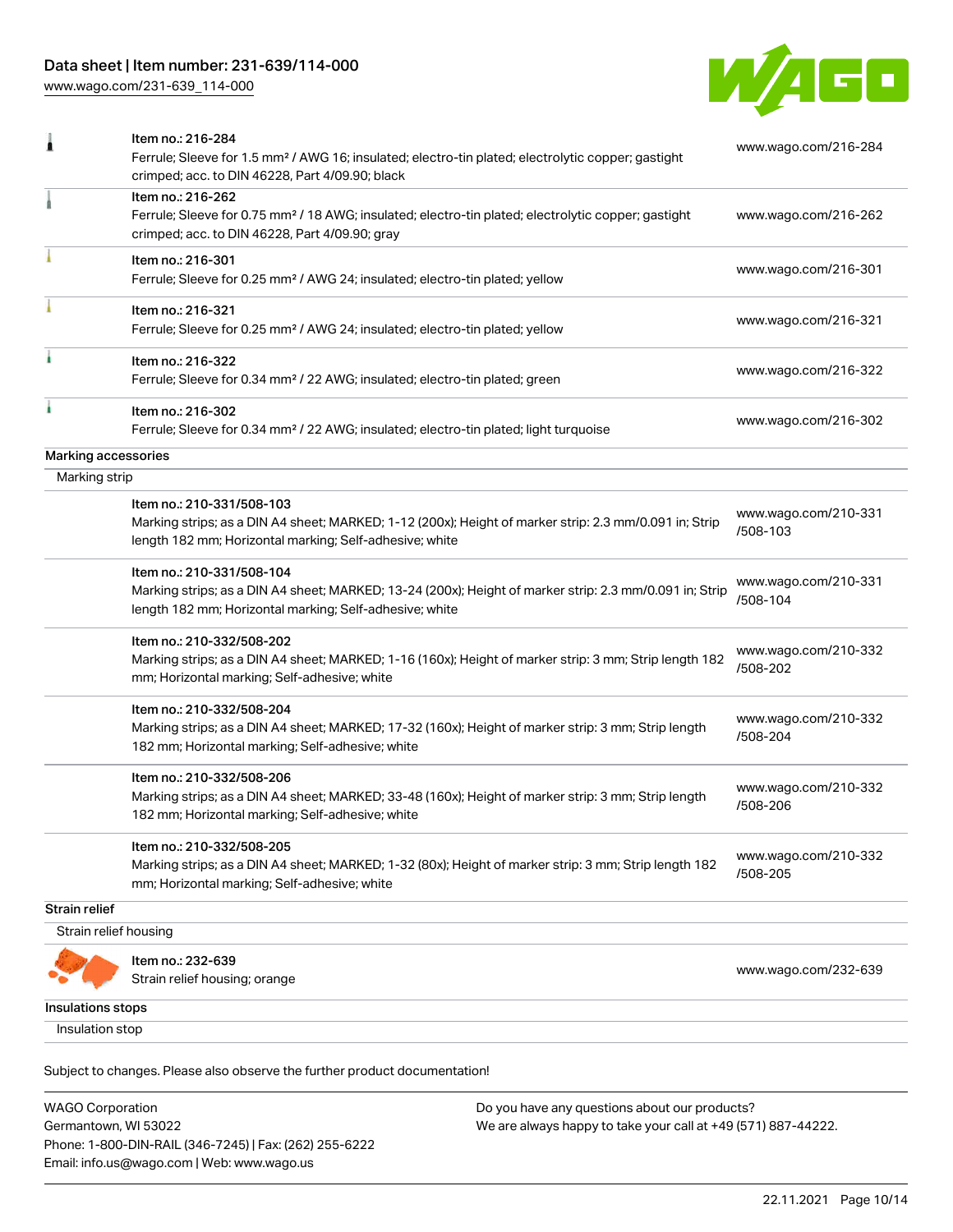| | | |
|---|---|---|
| | Item no.: 216-284<br>Ferrule; Sleeve for 1.5 mm² / AWG 16; insulated; electro-tin plated; electrolytic copper; gastight crimped; acc. to DIN 46228, Part 4/09.90; black | www.wago.com/216-284 |
| | Item no.: 216-262<br>Ferrule; Sleeve for 0.75 mm² / 18 AWG; insulated; electro-tin plated; electrolytic copper; gastight crimped; acc. to DIN 46228, Part 4/09.90; gray | www.wago.com/216-262 |
| | Item no.: 216-301<br>Ferrule; Sleeve for 0.25 mm² / AWG 24; insulated; electro-tin plated; yellow | www.wago.com/216-301 |
| | Item no.: 216-321<br>Ferrule; Sleeve for 0.25 mm² / AWG 24; insulated; electro-tin plated; yellow | www.wago.com/216-321 |
| | Item no.: 216-322<br>Ferrule; Sleeve for 0.34 mm² / 22 AWG; insulated; electro-tin plated; green | www.wago.com/216-322 |
| | Item no.: 216-302<br>Ferrule; Sleeve for 0.34 mm² / 22 AWG; insulated; electro-tin plated; light turquoise | www.wago.com/216-302 |

**Marking accessories**

Marking strip

| | | |
|---|---|---|
| | Item no.: 210-331/508-103<br>Marking strips; as a DIN A4 sheet; MARKED; 1-12 (200x); Height of marker strip: 2.3 mm/0.091 in; Strip length 182 mm; Horizontal marking; Self-adhesive; white | www.wago.com/210-331/508-103 |
| | Item no.: 210-331/508-104<br>Marking strips; as a DIN A4 sheet; MARKED; 13-24 (200x); Height of marker strip: 2.3 mm/0.091 in; Strip length 182 mm; Horizontal marking; Self-adhesive; white | www.wago.com/210-331/508-104 |
| | Item no.: 210-332/508-202<br>Marking strips; as a DIN A4 sheet; MARKED; 1-16 (160x); Height of marker strip: 3 mm; Strip length 182 mm; Horizontal marking; Self-adhesive; white | www.wago.com/210-332/508-202 |
| | Item no.: 210-332/508-204<br>Marking strips; as a DIN A4 sheet; MARKED; 17-32 (160x); Height of marker strip: 3 mm; Strip length 182 mm; Horizontal marking; Self-adhesive; white | www.wago.com/210-332/508-204 |
| | Item no.: 210-332/508-206<br>Marking strips; as a DIN A4 sheet; MARKED; 33-48 (160x); Height of marker strip: 3 mm; Strip length 182 mm; Horizontal marking; Self-adhesive; white | www.wago.com/210-332/508-206 |
| | Item no.: 210-332/508-205<br>Marking strips; as a DIN A4 sheet; MARKED; 1-32 (80x); Height of marker strip: 3 mm; Strip length 182 mm; Horizontal marking; Self-adhesive; white | www.wago.com/210-332/508-205 |

**Strain relief**

Strain relief housing

| | | |
|---|---|---|
| | Item no.: 232-639<br>Strain relief housing; orange | www.wago.com/232-639 |

**Insulations stops**

Insulation stop

Subject to changes. Please also observe the further product documentation!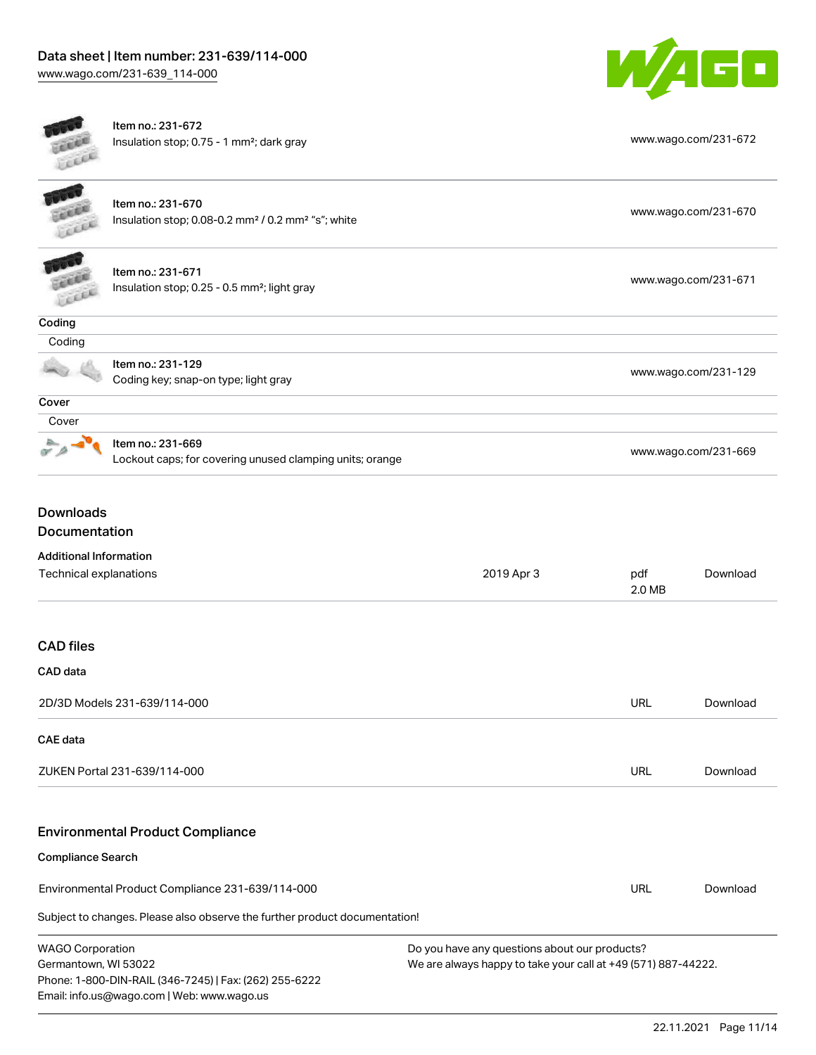| | | |
|---|---|---|
| | Item no.: 231-672<br>Insulation stop; 0.75 - 1 mm²; dark gray | www.wago.com/231-672 |
| | Item no.: 231-670<br>Insulation stop; 0.08-0.2 mm² / 0.2 mm² "s"; white | www.wago.com/231-670 |
| | Item no.: 231-671<br>Insulation stop; 0.25 - 0.5 mm²; light gray | www.wago.com/231-671 |

**Coding**

Coding

| | | |
|---|---|---|
| | Item no.: 231-129<br>Coding key; snap-on type; light gray | www.wago.com/231-129 |

**Cover**

Cover

| | | |
|---|---|---|
| | Item no.: 231-669<br>Lockout caps; for covering unused clamping units; orange | www.wago.com/231-669 |

## Downloads

## Documentation

### Additional Information

| | | | |
|---|---|---|---|
| Technical explanations | 2019 Apr 3 | pdf<br>2.0 MB | Download |

## CAD files

### CAD data

| | | |
|---|---|---|
| 2D/3D Models 231-639/114-000 | URL | Download |

### CAE data

| | | |
|---|---|---|
| ZUKEN Portal 231-639/114-000 | URL | Download |

## Environmental Product Compliance

### Compliance Search

| | | |
|---|---|---|
| Environmental Product Compliance 231-639/114-000 | URL | Download |

Subject to changes. Please also observe the further product documentation!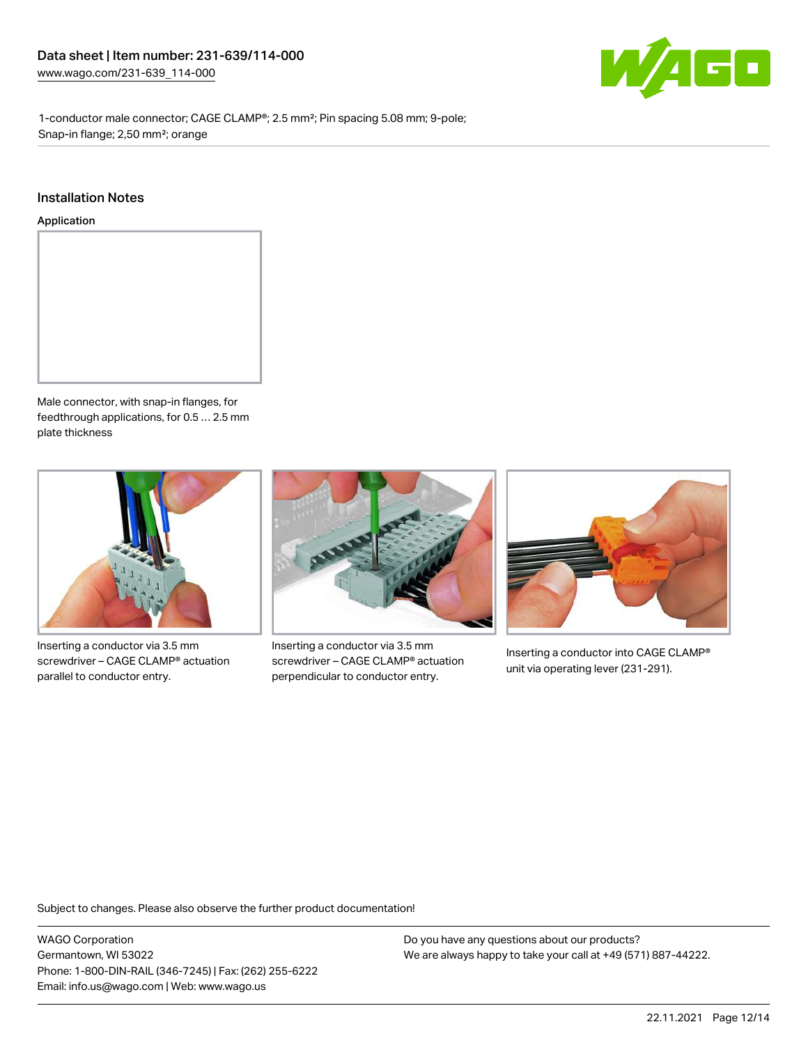1-conductor male connector; CAGE CLAMP®; 2.5 mm²; Pin spacing 5.08 mm; 9-pole; Snap-in flange; 2,50 mm²; orange

## Installation Notes

### Application

Male connector, with snap-in flanges, for feedthrough applications, for 0.5 … 2.5 mm plate thickness

Inserting a conductor via 3.5 mm screwdriver – CAGE CLAMP® actuation parallel to conductor entry.

Inserting a conductor via 3.5 mm screwdriver – CAGE CLAMP® actuation perpendicular to conductor entry.

Inserting a conductor into CAGE CLAMP® unit via operating lever (231-291).

Subject to changes. Please also observe the further product documentation!

WAGO Corporation
Germantown, WI 53022
Phone: 1-800-DIN-RAIL (346-7245) | Fax: (262) 255-6222
Email: info.us@wago.com | Web: www.wago.us

Do you have any questions about our products?
We are always happy to take your call at +49 (571) 887-44222.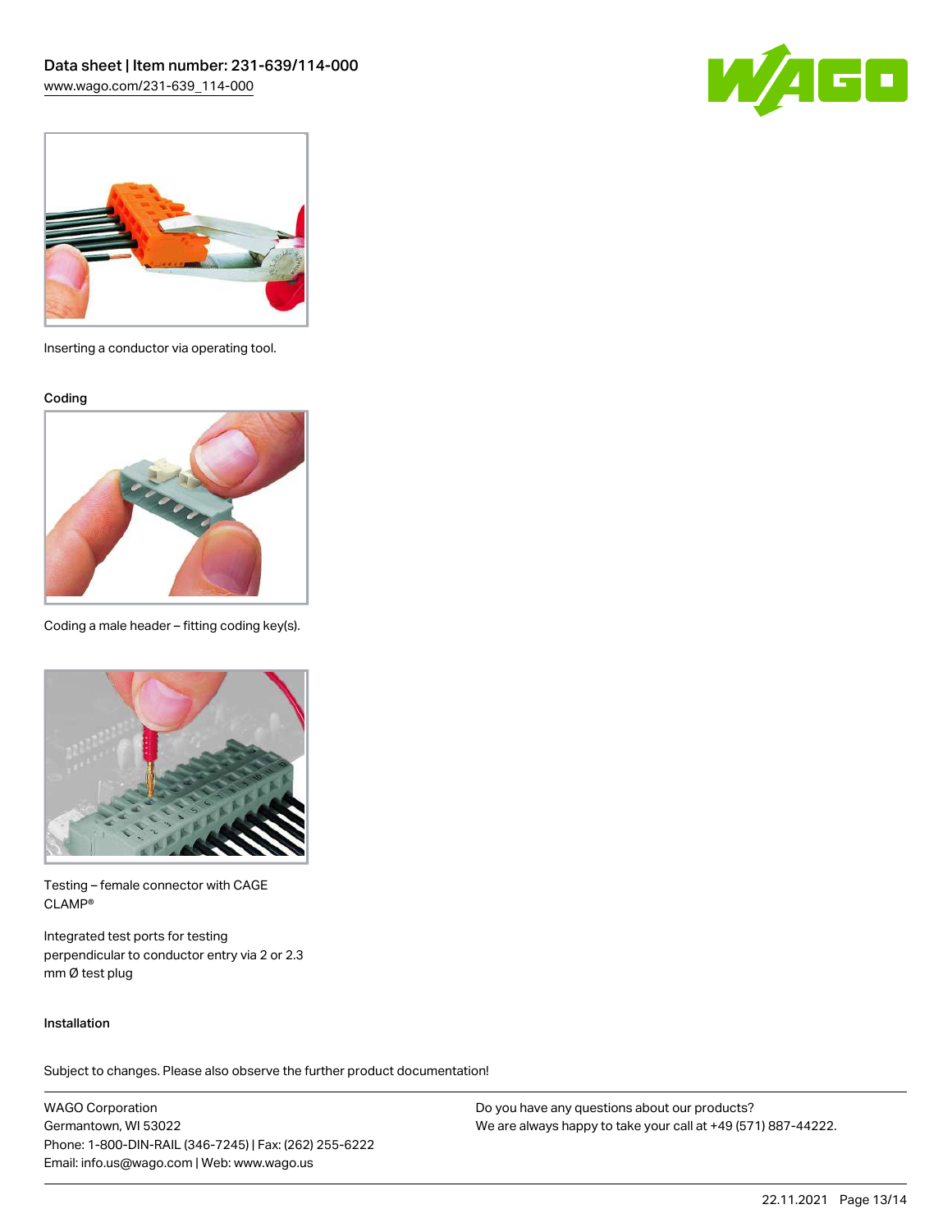Inserting a conductor via operating tool.

### Coding

Coding a male header – fitting coding key(s).

Testing – female connector with CAGE CLAMP®

Integrated test ports for testing perpendicular to conductor entry via 2 or 2.3 mm Ø test plug

### Installation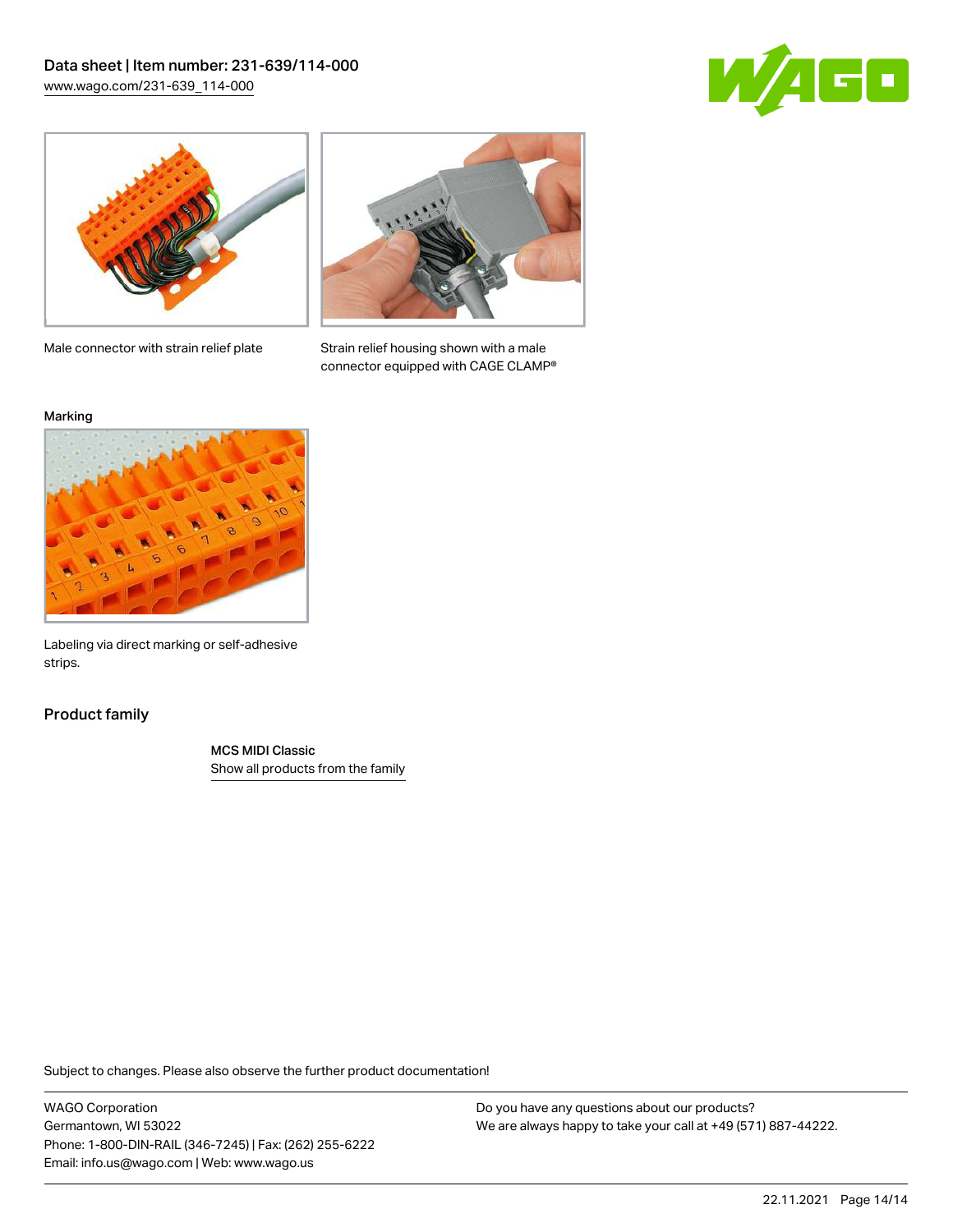Male connector with strain relief plate

Strain relief housing shown with a male connector equipped with CAGE CLAMP®

Marking

Labeling via direct marking or self-adhesive strips.

## Product family

MCS MIDI Classic
Show all products from the family

Subject to changes. Please also observe the further product documentation!

WAGO Corporation
Germantown, WI 53022
Phone: 1-800-DIN-RAIL (346-7245) | Fax: (262) 255-6222
Email: info.us@wago.com | Web: www.wago.us

Do you have any questions about our products?
We are always happy to take your call at +49 (571) 887-44222.